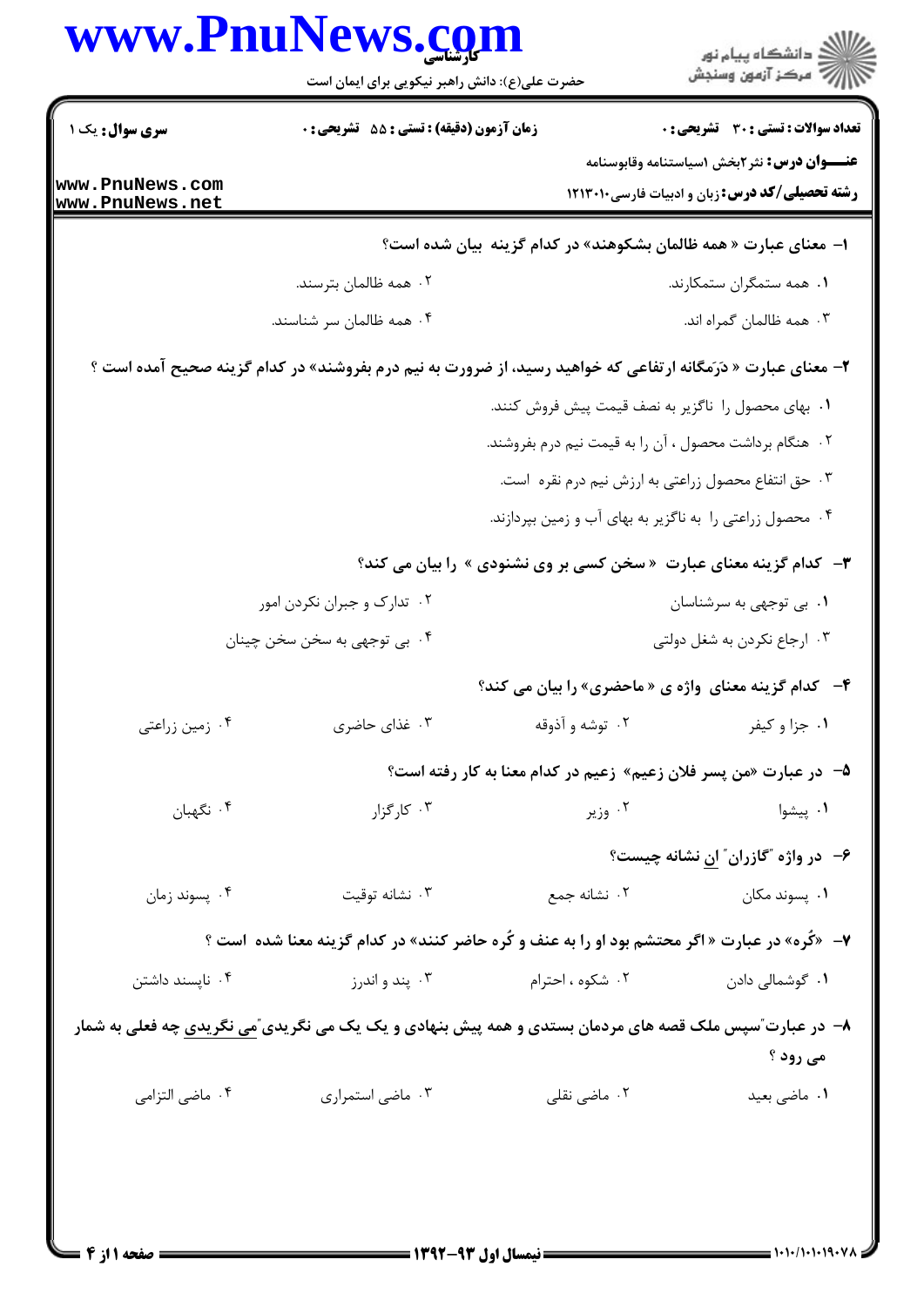**سری سوال:** یک ۱

**زمان آزمون (دقیقه) : تستی : ۵۵ تشریحی : ۰**

**تعداد سوالات : تستی : ۳۰ تشریحی : ۰**

**عنـــوان درس:** نثر۲بخش ۱سیاستنامه وقابوسنامه

**رشته تحصیلی/کد درس:** زبان و ادبیات فارسی۱۲۱۳۰۱۰

۱- معنای عبارت « همه ظالمان بشکوهند» در کدام گزینه بیان شده است؟

۱. همه ستمگران ستمکارند.
۲. همه ظالمان بترسند.
۳. همه ظالمان گمراه اند.
۴. همه ظالمان سر شناسند.

۲- معنای عبارت « دَرمَگانه ارتفاعی که خواهید رسید، از ضرورت به نیم درم بفروشند» در کدام گزینه صحیح آمده است ؟

۱. بهای محصول را ناگزیر به نصف قیمت پیش فروش کنند.
۲. هنگام برداشت محصول ، آن را به قیمت نیم درم بفروشند.
۳. حق انتفاع محصول زراعتی به ارزش نیم درم نقره است.
۴. محصول زراعتی را به ناگزیر به بهای آب و زمین بپردازند.

۳- کدام گزینه معنای عبارت « سخن کسی بر وی نشنودی » را بیان می کند؟

۱. بی توجهی به سرشناسان
۲. تدارک و جبران نکردن امور
۳. ارجاع نکردن به شغل دولتی
۴. بی توجهی به سخن سخن چینان

۴- کدام گزینه معنای واژه ی « ماحضری» را بیان می کند؟

۱. جزا و کیفر
۲. توشه و آذوقه
۳. غذای حاضری
۴. زمین زراعتی

۵- در عبارت «من پسر فلان زعیم» زعیم در کدام معنا به کار رفته است؟

۱. پیشوا
۲. وزیر
۳. کارگزار
۴. نگهبان

۶- در واژه "گازران" ان نشانه چیست؟

۱. پسوند مکان
۲. نشانه جمع
۳. نشانه توقیت
۴. پسوند زمان

۷- «کُره» در عبارت « اگر محتشم بود او را به عنف و کُره حاضر کنند» در کدام گزینه معنا شده است ؟

۱. گوشمالی دادن
۲. شکوه ، احترام
۳. پند و اندرز
۴. ناپسند داشتن

۸- در عبارت"سپس ملک قصه های مردمان بستدی و همه پیش بنهادی و یک یک می نگریدی"می نگریدی چه فعلی به شمار می رود ؟

۱. ماضی بعید
۲. ماضی نقلی
۳. ماضی استمراری
۴. ماضی التزامی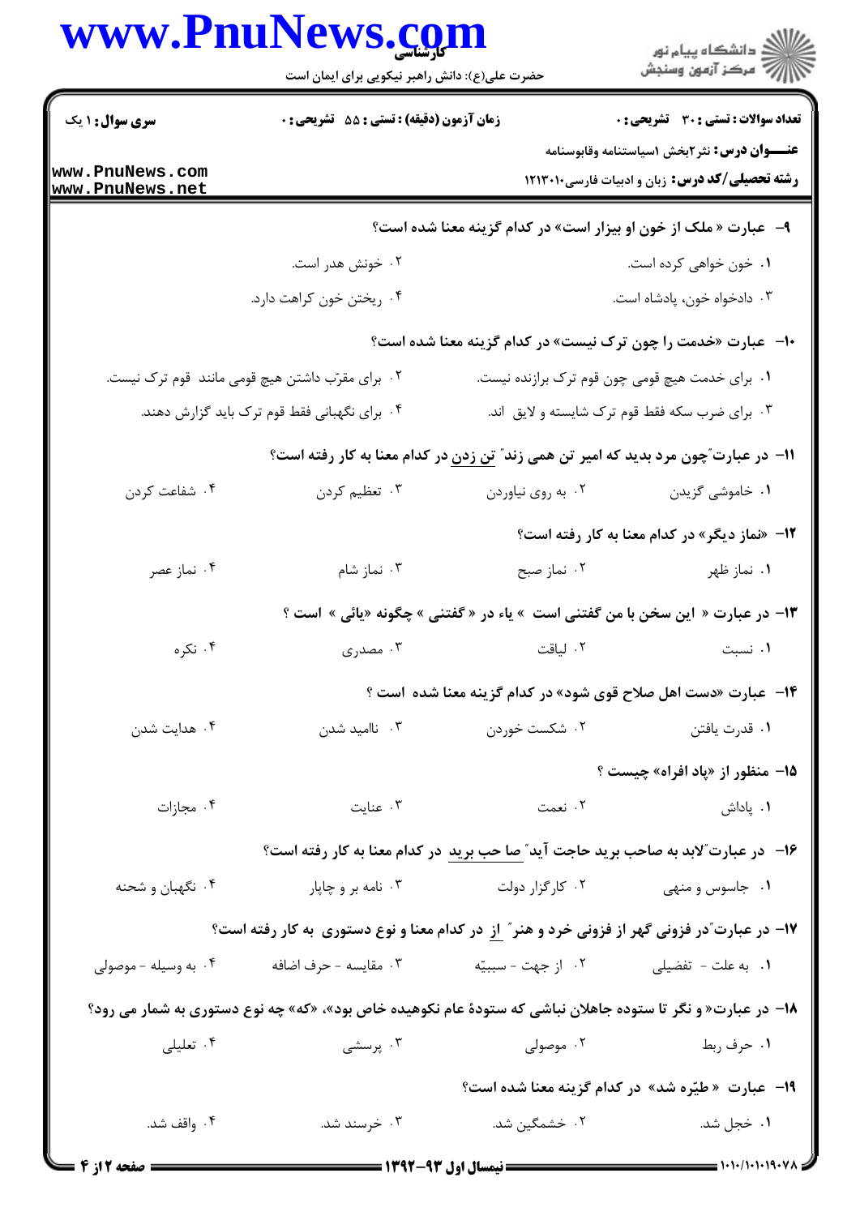۹- عبارت « ملک از خون او بیزار است» در کدام گزینه معنا شده است؟

۱. خون خواهی کرده است.
۲. خونش هدر است.
۳. دادخواه خون، پادشاه است.
۴. ریختن خون کراهت دارد.

۱۰- عبارت «خدمت را چون ترک نیست» در کدام گزینه معنا شده است؟

۱. برای خدمت هیچ قومی چون قوم ترک برازنده نیست.
۲. برای مقرب داشتن هیچ قومی مانند قوم ترک نیست.
۳. برای ضرب سکه فقط قوم ترک شایسته و لایق اند.
۴. برای نگهبانی فقط قوم ترک باید گزارش دهند.

۱۱- در عبارت "چون مرد بدید که امیر تن همی زند" تن زدن در کدام معنا به کار رفته است؟

۱. خاموشی گزیدن
۲. به روی نیاوردن
۳. تعظیم کردن
۴. شفاعت کردن

۱۲- «نماز دیگر» در کدام معنا به کار رفته است؟

۱. نماز ظهر
۲. نماز صبح
۳. نماز شام
۴. نماز عصر

۱۳- در عبارت « این سخن با من گفتنی است » یاء در « گفتنی » چگونه «یائی» است ؟

۱. نسبت
۲. لیاقت
۳. مصدری
۴. نکره

۱۴- عبارت «دست اهل صلاح قوی شود» در کدام گزینه معنا شده است ؟

۱. قدرت یافتن
۲. شکست خوردن
۳. ناامید شدن
۴. هدایت شدن

۱۵- منظور از «پاد افراه» چیست ؟

۱. پاداش
۲. نعمت
۳. عنایت
۴. مجازات

۱۶- در عبارت "لابد به صاحب برید حاجت آید" صاحب برید در کدام معنا به کار رفته است؟

۱. جاسوس و منهی
۲. کارگزار دولت
۳. نامه بر و چاپار
۴. نگهبان و شحنه

۱۷- در عبارت "در فزونی گهر از فزونی خرد و هنر" از در کدام معنا و نوع دستوری به کار رفته است؟

۱. به علت - تفضیلی
۲. از جهت - سببیّه
۳. مقایسه - حرف اضافه
۴. به وسیله - موصولی

۱۸- در عبارت« و نگر تا ستوده جاهلان نباشی که ستودهٔ عام نکوهیده خاص بود»، «که» چه نوع دستوری به شمار می رود؟

۱. حرف ربط
۲. موصولی
۳. پرسشی
۴. تعلیلی

۱۹- عبارت « طیّره شد» در کدام گزینه معنا شده است؟

۱. خجل شد.
۲. خشمگین شد.
۳. خرسند شد.
۴. واقف شد.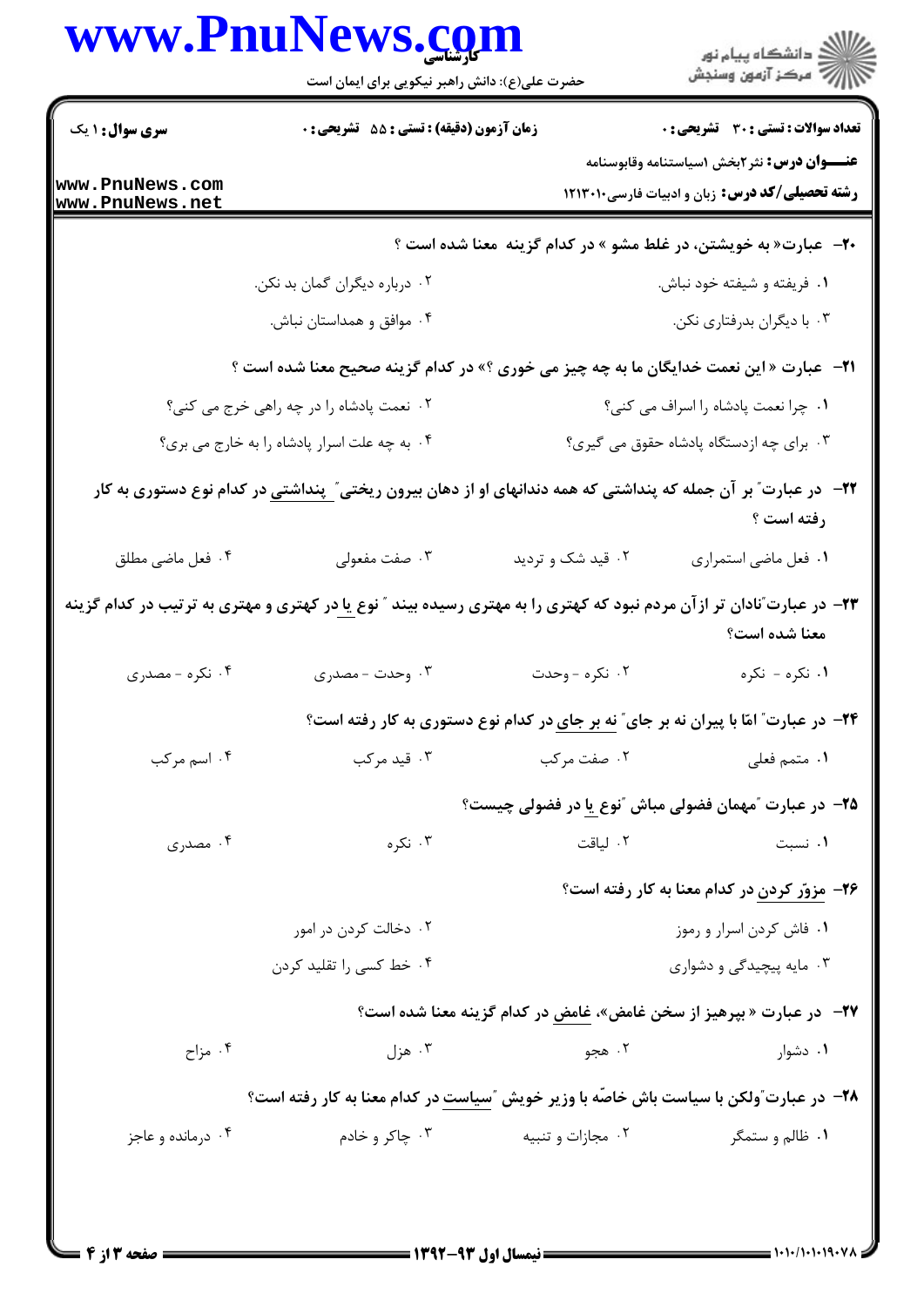**سری سوال:** ۱ یک | **زمان آزمون (دقیقه) : تستی :** ۵۵ **تشریحی :** ۰ | **تعداد سوالات : تستی :** ۳۰ **تشریحی :** ۰

**عنـــوان درس:** نثر۲بخش ۱سیاستنامه وقابوسنامه

**رشته تحصیلی/کد درس:** زبان و ادبیات فارسی۱۲۱۳۰۱۰

**۲۰-** عبارت« به خویشتن، در غلط مشو » در کدام گزینه معنا شده است ؟

۱. فریفته و شیفته خود نباش.

۲. درباره دیگران گمان بد نکن.

۳. با دیگران بدرفتاری نکن.

۴. موافق و همداستان نباش.

**۲۱-** عبارت « این نعمت خدایگان ما به چه چیز می خوری ؟» در کدام گزینه صحیح معنا شده است ؟

۱. چرا نعمت پادشاه را اسراف می کنی؟

۲. نعمت پادشاه را در چه راهی خرج می کنی؟

۳. برای چه ازدستگاه پادشاه حقوق می گیری؟

۴. به چه علت اسرار پادشاه را به خارج می بری؟

**۲۲-** در عبارت" بر آن جمله که پنداشتی که همه دندانهای او از دهان بیرون ریختی" <u>پنداشتی</u> در کدام نوع دستوری به کار رفته است ؟

۱. فعل ماضی استمراری

۲. قید شک و تردید

۳. صفت مفعولی

۴. فعل ماضی مطلق

**۲۳-** در عبارت"نادان تر ازآن مردم نبود که کهتری را به مهتری رسیده بیند " نوع <u>یا</u> در کهتری و مهتری به ترتیب در کدام گزینه معنا شده است؟

۱. نکره - نکره

۲. نکره - وحدت

۳. وحدت - مصدری

۴. نکره - مصدری

**۲۴-** در عبارت" امّا با پیران نه بر جای" <u>نه بر جای</u> در کدام نوع دستوری به کار رفته است؟

۱. متمم فعلی

۲. صفت مرکب

۳. قید مرکب

۴. اسم مرکب

**۲۵-** در عبارت "مهمان فضولی مباش "نوع <u>یا</u> در فضولی چیست؟

۱. نسبت

۲. لیاقت

۳. نکره

۴. مصدری

**۲۶-** <u>مزوّر کردن</u> در کدام معنا به کار رفته است؟

۱. فاش کردن اسرار و رموز

۲. دخالت کردن در امور

۳. مایه پیچیدگی و دشواری

۴. خط کسی را تقلید کردن

**۲۷-** در عبارت « بپرهیز از سخن غامض»، <u>غامض</u> در کدام گزینه معنا شده است؟

۱. دشوار

۲. هجو

۳. هزل

۴. مزاح

**۲۸-** در عبارت"ولکن با سیاست باش خاصّه با وزیر خویش "<u>سیاست</u> در کدام معنا به کار رفته است؟

۱. ظالم و ستمگر

۲. مجازات و تنبیه

۳. چاکر و خادم

۴. درمانده و عاجز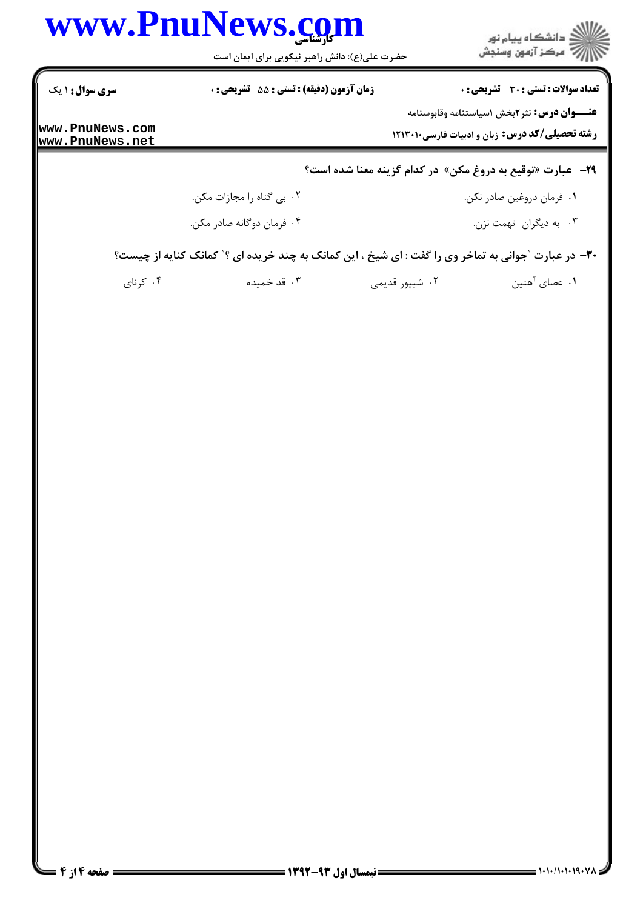**۲۹- عبارت «توقیع به دروغ مکن» در کدام گزینه معنا شده است؟**

۱. فرمان دروغین صادر نکن.

۲. بی گناه را مجازات مکن.

۳. به دیگران تهمت نزن.

۴. فرمان دوگانه صادر مکن.

**۳۰- در عبارت "جوانی به تماخر وی را گفت : ای شیخ ، این کمانک به چند خریده ای ؟" کمانک کنایه از چیست؟**

۱. عصای آهنین

۲. شیپور قدیمی

۳. قد خمیده

۴. کرنای